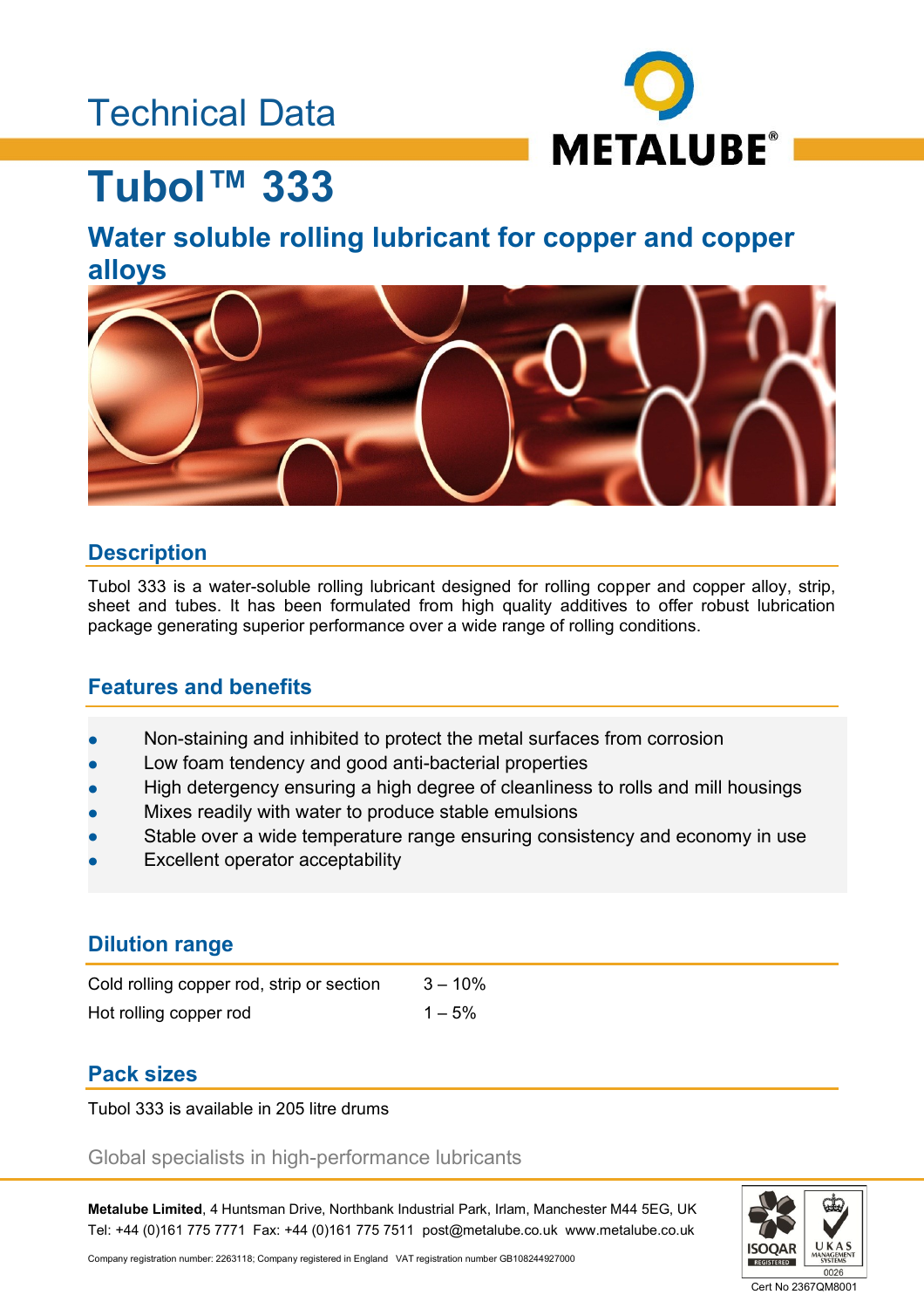Technical Data

METALUBE®

# Tubol™ 333

## Water soluble rolling lubricant for copper and copper alloys

### Description

Tubol 333 is a water-soluble rolling lubricant designed for rolling copper and copper alloy, strip, sheet and tubes. It has been formulated from high quality additives to offer robust lubrication package generating superior performance over a wide range of rolling conditions.

### Features and benefits

- Non-staining and inhibited to protect the metal surfaces from corrosion
- Low foam tendency and good anti-bacterial properties
- High detergency ensuring a high degree of cleanliness to rolls and mill housings
- Mixes readily with water to produce stable emulsions
- Stable over a wide temperature range ensuring consistency and economy in use
- Excellent operator acceptability

### Dilution range

| | |
|---|---|
| Cold rolling copper rod, strip or section | 3 – 10% |
| Hot rolling copper rod | 1 – 5% |

### Pack sizes

Tubol 333 is available in 205 litre drums

Global specialists in high-performance lubricants

**Metalube Limited**, 4 Huntsman Drive, Northbank Industrial Park, Irlam, Manchester M44 5EG, UK
Tel: +44 (0)161 775 7771 Fax: +44 (0)161 775 7511 post@metalube.co.uk www.metalube.co.uk

Company registration number: 2263118; Company registered in England VAT registration number GB108244927000

ISOQAR REGISTERED UKAS MANAGEMENT SYSTEMS 0026
Cert No 2367QM8001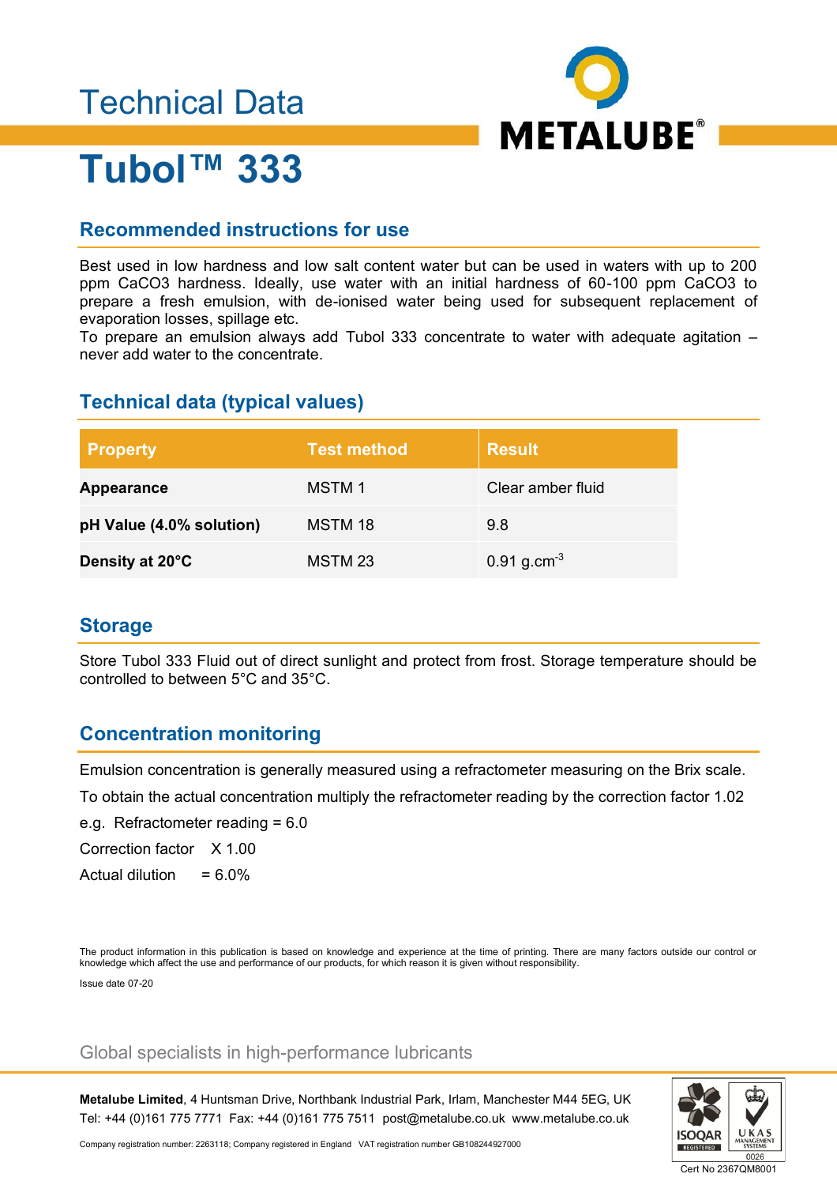# Technical Data

# Tubol™ 333

## Recommended instructions for use

Best used in low hardness and low salt content water but can be used in waters with up to 200 ppm CaCO3 hardness. Ideally, use water with an initial hardness of 60-100 ppm CaCO3 to prepare a fresh emulsion, with de-ionised water being used for subsequent replacement of evaporation losses, spillage etc.
To prepare an emulsion always add Tubol 333 concentrate to water with adequate agitation – never add water to the concentrate.

## Technical data (typical values)

| Property | Test method | Result |
|---|---|---|
| **Appearance** | MSTM 1 | Clear amber fluid |
| **pH Value (4.0% solution)** | MSTM 18 | 9.8 |
| **Density at 20°C** | MSTM 23 | 0.91 $g.cm^{-3}$ |

## Storage

Store Tubol 333 Fluid out of direct sunlight and protect from frost. Storage temperature should be controlled to between 5°C and 35°C.

## Concentration monitoring

Emulsion concentration is generally measured using a refractometer measuring on the Brix scale.

To obtain the actual concentration multiply the refractometer reading by the correction factor 1.02

e.g. Refractometer reading = 6.0

Correction factor X 1.00

Actual dilution = 6.0%

The product information in this publication is based on knowledge and experience at the time of printing. There are many factors outside our control or knowledge which affect the use and performance of our products, for which reason it is given without responsibility.

Issue date 07-20

Global specialists in high-performance lubricants

**Metalube Limited**, 4 Huntsman Drive, Northbank Industrial Park, Irlam, Manchester M44 5EG, UK
Tel: +44 (0)161 775 7771 Fax: +44 (0)161 775 7511 post@metalube.co.uk www.metalube.co.uk

Company registration number: 2263118; Company registered in England VAT registration number GB108244927000

Cert No 2367QM8001